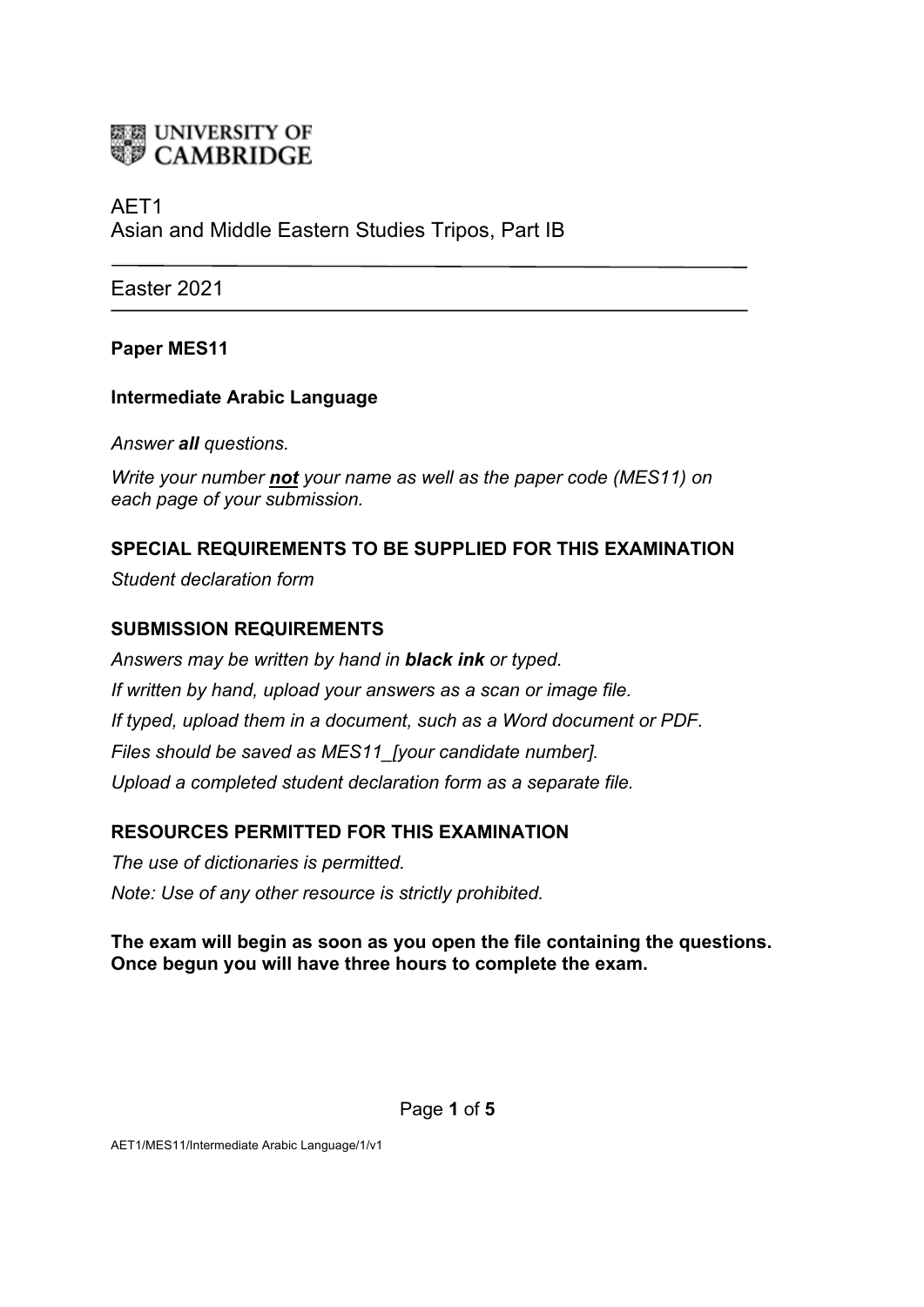UNIVERSITY OF CAMBRIDGE

AET1
Asian and Middle Eastern Studies Tripos, Part IB

Easter 2021

**Paper MES11**

**Intermediate Arabic Language**

*Answer **all** questions.*

*Write your number **not** your name as well as the paper code (MES11) on each page of your submission.*

**SPECIAL REQUIREMENTS TO BE SUPPLIED FOR THIS EXAMINATION**

*Student declaration form*

**SUBMISSION REQUIREMENTS**

*Answers may be written by hand in **black ink** or typed.*

*If written by hand, upload your answers as a scan or image file.*

*If typed, upload them in a document, such as a Word document or PDF.*

*Files should be saved as MES11_[your candidate number].*

*Upload a completed student declaration form as a separate file.*

**RESOURCES PERMITTED FOR THIS EXAMINATION**

*The use of dictionaries is permitted.*

*Note: Use of any other resource is strictly prohibited.*

**The exam will begin as soon as you open the file containing the questions. Once begun you will have three hours to complete the exam.**

AET1/MES11/Intermediate Arabic Language/1/v1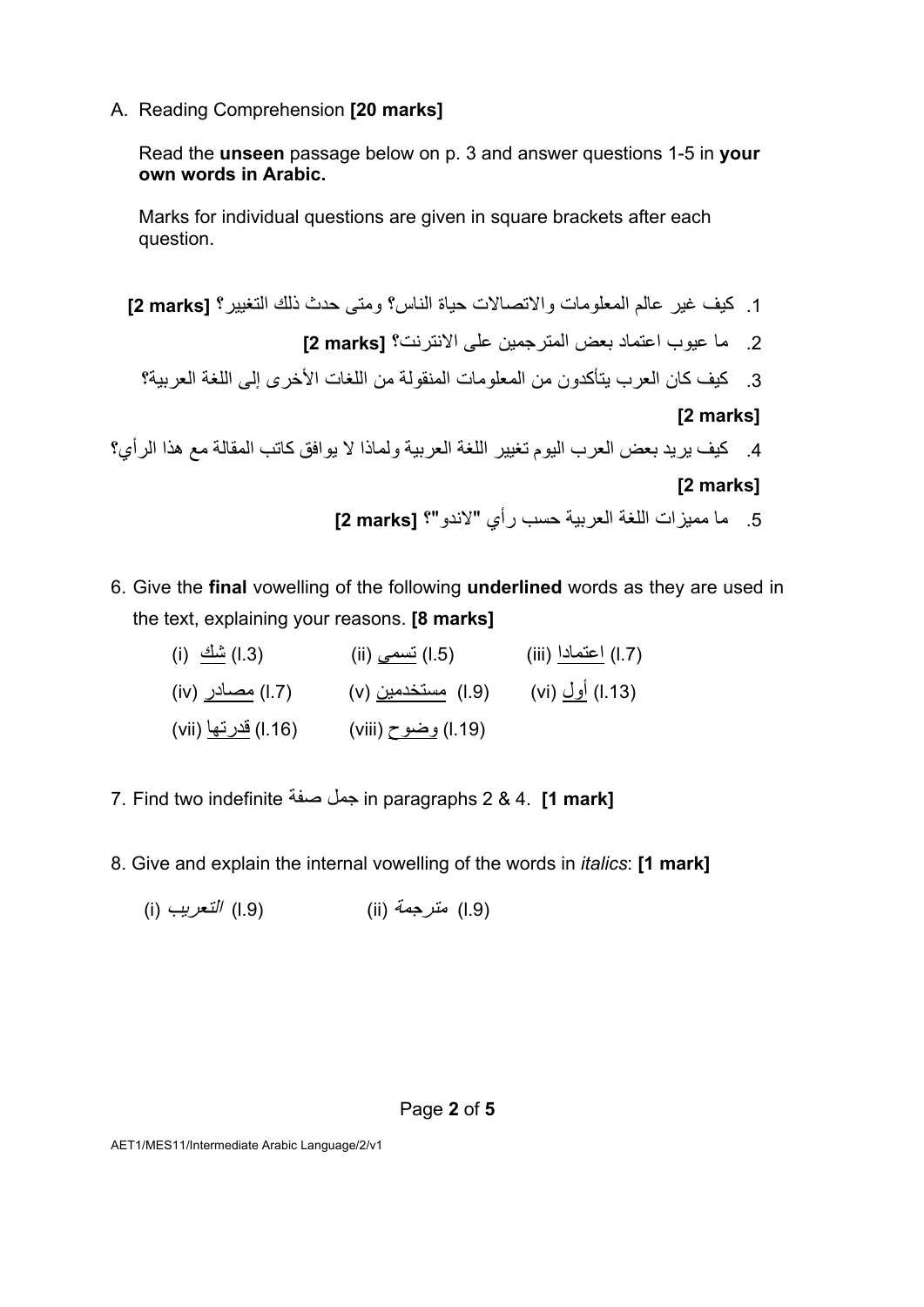A. Reading Comprehension **[20 marks]**

Read the **unseen** passage below on p. 3 and answer questions 1-5 in **your own words in Arabic.**

Marks for individual questions are given in square brackets after each question.

1. كيف غير عالم المعلومات والاتصالات حياة الناس؟ ومتى حدث ذلك التغيير؟ **[2 marks]**
2. ما عيوب اعتماد بعض المترجمين على الانترنت؟ **[2 marks]**
3. كيف كان العرب يتأكدون من المعلومات المنقولة من اللغات الأخرى إلى اللغة العربية؟ **[2 marks]**
4. كيف يريد بعض العرب اليوم تغيير اللغة العربية ولماذا لا يوافق كاتب المقالة مع هذا الرأي؟ **[2 marks]**
5. ما مميزات اللغة العربية حسب رأي "لاندو"؟ **[2 marks]**

6. Give the **final** vowelling of the following **underlined** words as they are used in the text, explaining your reasons. **[8 marks]**

   (i) شك (l.3) (ii) تسمى (l.5) (iii) اعتمادا (l.7)

   (iv) مصادر (l.7) (v) مستخدمين (l.9) (vi) أول (l.13)

   (vii) قدرتها (l.16) (viii) وضوح (l.19)

7. Find two indefinite جمل صفة in paragraphs 2 & 4. **[1 mark]**

8. Give and explain the internal vowelling of the words in *italics*: **[1 mark]**

   (i) *التعريب* (l.9) (ii) *مترجمة* (l.9)

AET1/MES11/Intermediate Arabic Language/2/v1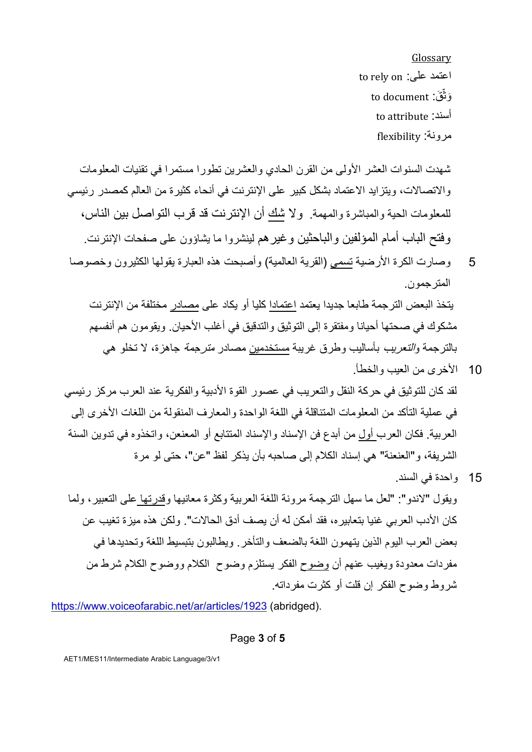Glossary

اعتمد على: to rely on

وَثَّقَ: to document

أسند: to attribute

مرونة: flexibility

شهدت السنوات العشر الأولى من القرن الحادي والعشرين تطورا مستمرا في تقنيات المعلومات والاتصالات، ويتزايد الاعتماد بشكل كبير على الإنترنت في أنحاء كثيرة من العالم كمصدر رئيسي للمعلومات الحية والمباشرة والمهمة. ولا شك أن الإنترنت قد قرب التواصل بين الناس، وفتح الباب أمام المؤلفين والباحثين وغيرهم لينشروا ما يشاؤون على صفحات الإنترنت.

5 وصارت الكرة الأرضية تسمي (القرية العالمية) وأصبحت هذه العبارة يقولها الكثيرون وخصوصا المترجمون.

يتخذ البعض الترجمة طابعا جديدا يعتمد اعتمادا كليا أو يكاد على مصادر مختلفة من الإنترنت مشكوك في صحتها أحيانا ومفتقرة إلى التوثيق والتدقيق في أغلب الأحيان. ويقومون هم أنفسهم بالترجمة *والتعريب* بأساليب وطرق غريبة مستخدمين مصادر *مترجمة* جاهزة، لا تخلو هي

10 الأخرى من العيب والخطأ.

لقد كان للتوثيق في حركة النقل والتعريب في عصور القوة الأدبية والفكرية عند العرب مركز رئيسي في عملية التأكد من المعلومات المتناقلة في اللغة الواحدة والمعارف المنقولة من اللغات الأخرى إلى العربية. فكان العرب أول من أبدع فن الإسناد والإسناد المتتابع أو المعنعن، واتخذوه في تدوين السنة الشريفة، و"العنعنة" هي إسناد الكلام إلى صاحبه بأن يذكر لفظ "عن"، حتى لو مرة

15 واحدة في السند.

ويقول "لاندو": "لعل ما سهل الترجمة مرونة اللغة العربية وكثرة معانيها وقدرتها على التعبير، ولما كان الأدب العربي غنيا بتعابيره، فقد أمكن له أن يصف أدق الحالات". ولكن هذه ميزة تغيب عن بعض العرب اليوم الذين يتهمون اللغة بالضعف والتأخر. ويطالبون بتبسيط اللغة وتحديدها في مفردات معدودة ويغيب عنهم أن وضوح الفكر يستلزم وضوح الكلام ووضوح الكلام شرط من شروط وضوح الفكر إن قلت أو كثرت مفرداته.

https://www.voiceofarabic.net/ar/articles/1923 (abridged).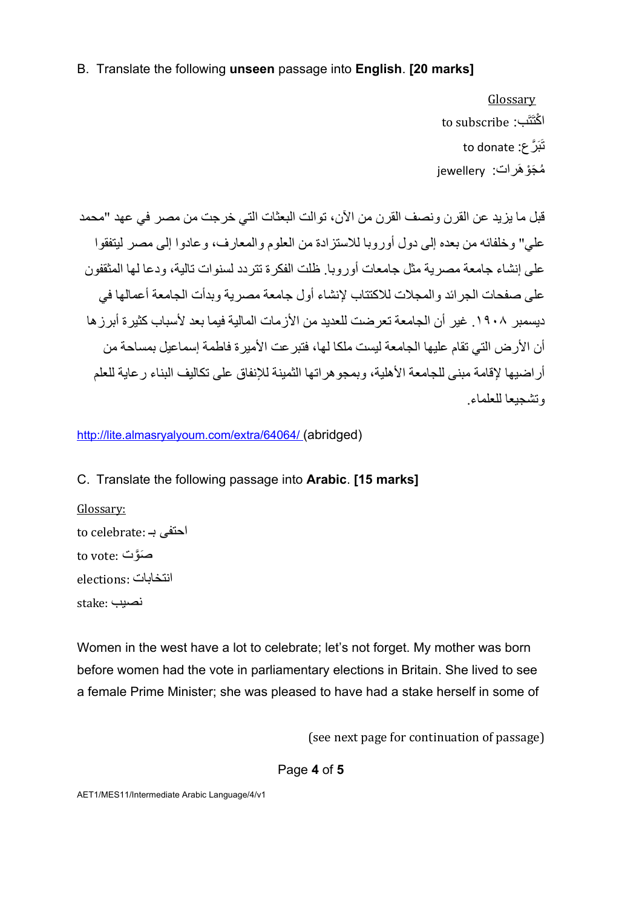B. Translate the following **unseen** passage into **English**. **[20 marks]**

Glossary

اكْتَتَب: to subscribe

تَبَرَّع: to donate

مُجَوْهَرات: jewellery

قبل ما يزيد عن القرن ونصف القرن من الآن، توالت البعثات التي خرجت من مصر في عهد "محمد علي" وخلفائه من بعده إلى دول أوروبا للاستزادة من العلوم والمعارف، وعادوا إلى مصر ليتفقوا على إنشاء جامعة مصرية مثل جامعات أوروبا. ظلت الفكرة تتردد لسنوات تالية، ودعا لها المثقفون على صفحات الجرائد والمجلات للاكتتاب لإنشاء أول جامعة مصرية وبدأت الجامعة أعمالها في ديسمبر ١٩٠٨. غير أن الجامعة تعرضت للعديد من الأزمات المالية فيما بعد لأسباب كثيرة أبرزها أن الأرض التي تقام عليها الجامعة ليست ملكا لها، فتبرعت الأميرة فاطمة إسماعيل بمساحة من أراضيها لإقامة مبنى للجامعة الأهلية، وبمجوهراتها الثمينة للإنفاق على تكاليف البناء رعاية للعلم وتشجيعا للعلماء.

http://lite.almasryalyoum.com/extra/64064/ (abridged)

C. Translate the following passage into **Arabic**. **[15 marks]**

Glossary:

to celebrate: احتفى بـ

to vote: صَوَّت

elections: انتخابات

stake: نصيب

Women in the west have a lot to celebrate; let's not forget. My mother was born before women had the vote in parliamentary elections in Britain. She lived to see a female Prime Minister; she was pleased to have had a stake herself in some of

(see next page for continuation of passage)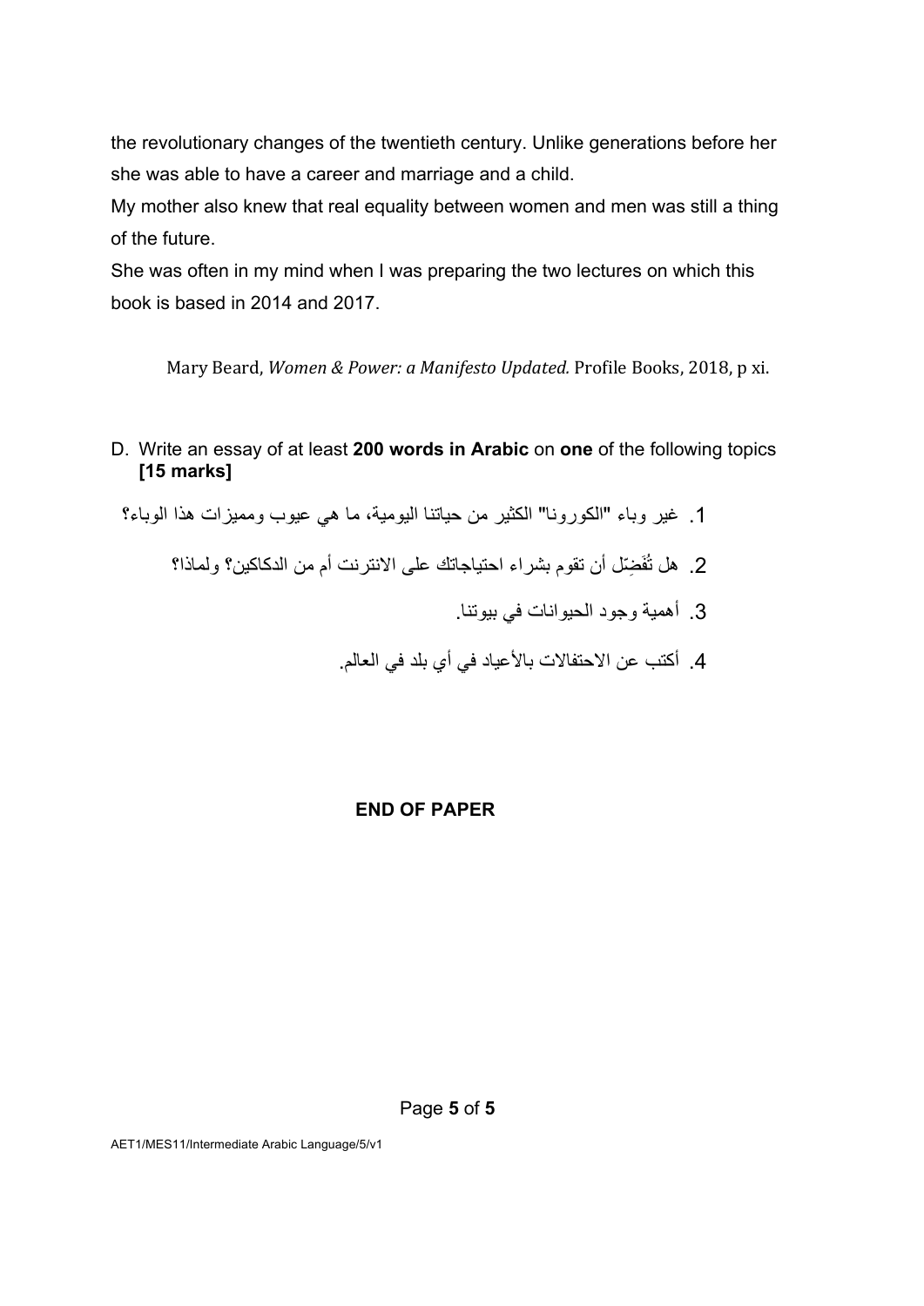the revolutionary changes of the twentieth century. Unlike generations before her she was able to have a career and marriage and a child.

My mother also knew that real equality between women and men was still a thing of the future.

She was often in my mind when I was preparing the two lectures on which this book is based in 2014 and 2017.

Mary Beard, *Women & Power: a Manifesto Updated.* Profile Books, 2018, p xi.

D. Write an essay of at least **200 words in Arabic** on **one** of the following topics **[15 marks]**

1. غير وباء "الكورونا" الكثير من حياتنا اليومية، ما هي عيوب ومميزات هذا الوباء؟
2. هل تُفَضِّل أن تقوم بشراء احتياجاتك على الانترنت أم من الدكاكين؟ ولماذا؟
3. أهمية وجود الحيوانات في بيوتنا.
4. أكتب عن الاحتفالات بالأعياد في أي بلد في العالم.

**END OF PAPER**

AET1/MES11/Intermediate Arabic Language/5/v1